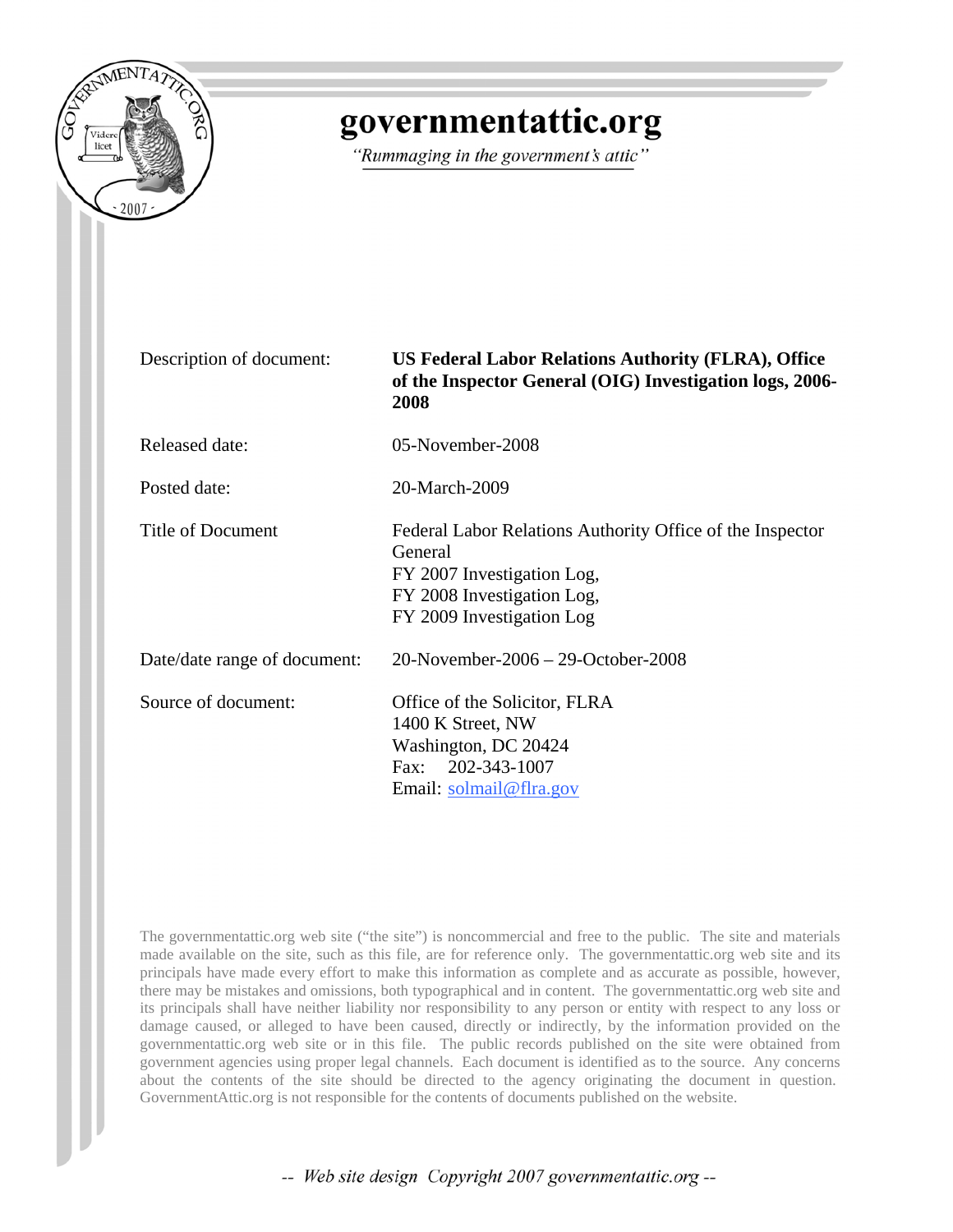# governmentattic.org

*"Rummaging in the government's attic"*

| | |
|---|---|
| Description of document: | **US Federal Labor Relations Authority (FLRA), Office of the Inspector General (OIG) Investigation logs, 2006-2008** |
| Released date: | 05-November-2008 |
| Posted date: | 20-March-2009 |
| Title of Document | Federal Labor Relations Authority Office of the Inspector General<br>FY 2007 Investigation Log,<br>FY 2008 Investigation Log,<br>FY 2009 Investigation Log |
| Date/date range of document: | 20-November-2006 – 29-October-2008 |
| Source of document: | Office of the Solicitor, FLRA<br>1400 K Street, NW<br>Washington, DC 20424<br>Fax: 202-343-1007<br>Email: solmail@flra.gov |

The governmentattic.org web site ("the site") is noncommercial and free to the public. The site and materials made available on the site, such as this file, are for reference only. The governmentattic.org web site and its principals have made every effort to make this information as complete and as accurate as possible, however, there may be mistakes and omissions, both typographical and in content. The governmentattic.org web site and its principals shall have neither liability nor responsibility to any person or entity with respect to any loss or damage caused, or alleged to have been caused, directly or indirectly, by the information provided on the governmentattic.org web site or in this file. The public records published on the site were obtained from government agencies using proper legal channels. Each document is identified as to the source. Any concerns about the contents of the site should be directed to the agency originating the document in question. GovernmentAttic.org is not responsible for the contents of documents published on the website.

*-- Web site design Copyright 2007 governmentattic.org --*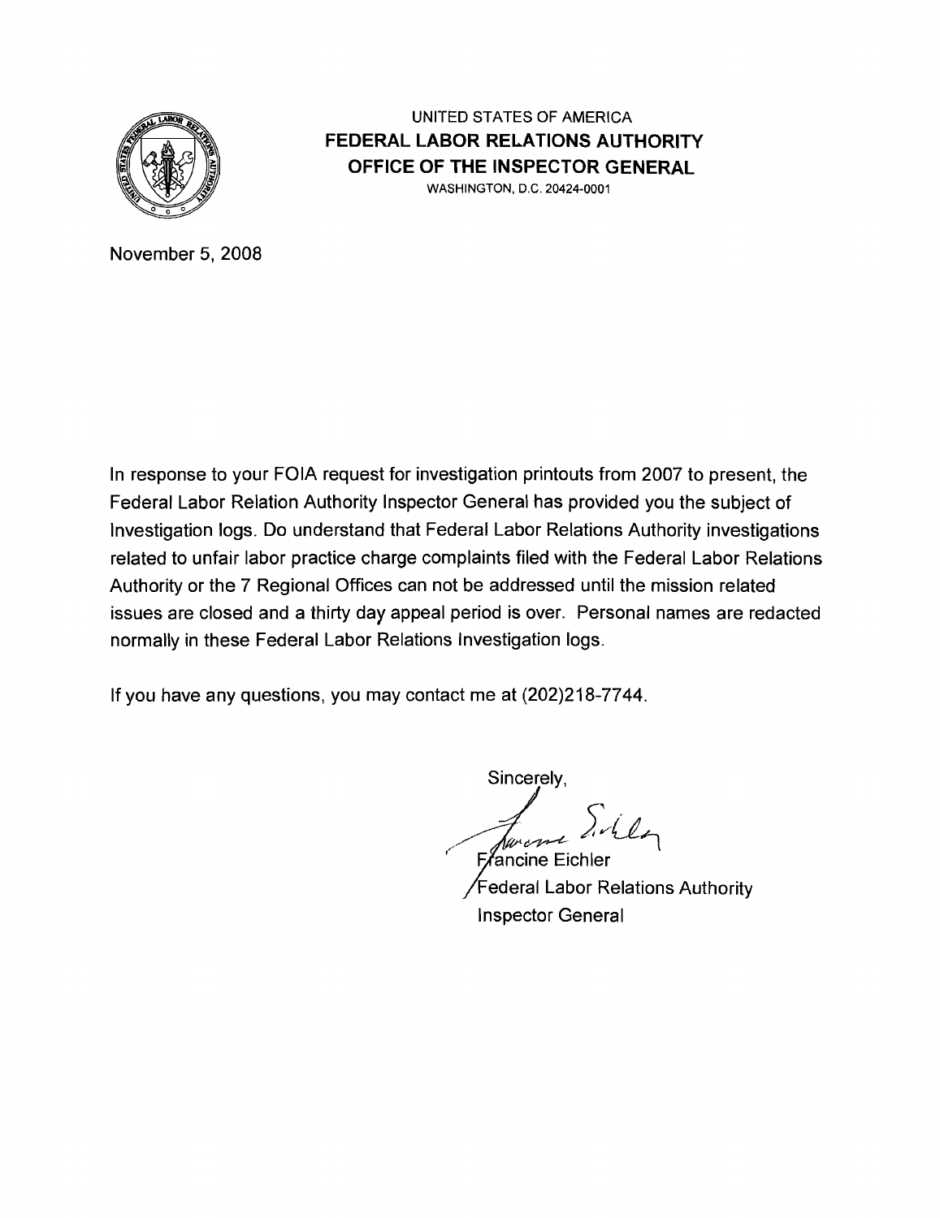UNITED STATES OF AMERICA

**FEDERAL LABOR RELATIONS AUTHORITY**

**OFFICE OF THE INSPECTOR GENERAL**

WASHINGTON, D.C. 20424-0001

November 5, 2008

In response to your FOIA request for investigation printouts from 2007 to present, the Federal Labor Relation Authority Inspector General has provided you the subject of Investigation logs. Do understand that Federal Labor Relations Authority investigations related to unfair labor practice charge complaints filed with the Federal Labor Relations Authority or the 7 Regional Offices can not be addressed until the mission related issues are closed and a thirty day appeal period is over. Personal names are redacted normally in these Federal Labor Relations Investigation logs.

If you have any questions, you may contact me at (202)218-7744.

Sincerely,

Francine Eichler
Federal Labor Relations Authority
Inspector General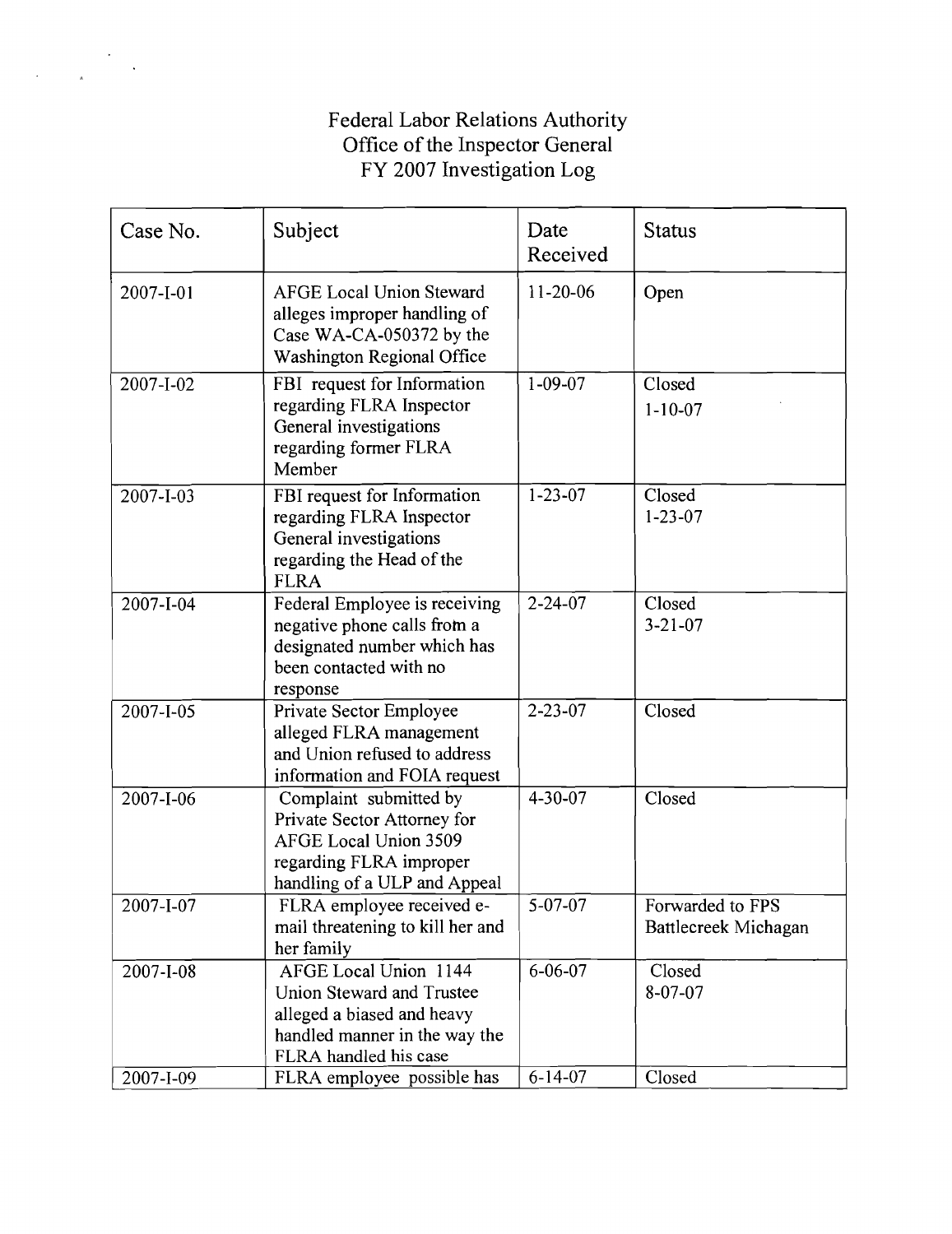# Federal Labor Relations Authority
## Office of the Inspector General
## FY 2007 Investigation Log

| Case No. | Subject | Date Received | Status |
|---|---|---|---|
| 2007-I-01 | AFGE Local Union Steward alleges improper handling of Case WA-CA-050372 by the Washington Regional Office | 11-20-06 | Open |
| 2007-I-02 | FBI request for Information regarding FLRA Inspector General investigations regarding former FLRA Member | 1-09-07 | Closed 1-10-07 |
| 2007-I-03 | FBI request for Information regarding FLRA Inspector General investigations regarding the Head of the FLRA | 1-23-07 | Closed 1-23-07 |
| 2007-I-04 | Federal Employee is receiving negative phone calls from a designated number which has been contacted with no response | 2-24-07 | Closed 3-21-07 |
| 2007-I-05 | Private Sector Employee alleged FLRA management and Union refused to address information and FOIA request | 2-23-07 | Closed |
| 2007-I-06 | Complaint submitted by Private Sector Attorney for AFGE Local Union 3509 regarding FLRA improper handling of a ULP and Appeal | 4-30-07 | Closed |
| 2007-I-07 | FLRA employee received e-mail threatening to kill her and her family | 5-07-07 | Forwarded to FPS Battlecreek Michagan |
| 2007-I-08 | AFGE Local Union 1144 Union Steward and Trustee alleged a biased and heavy handled manner in the way the FLRA handled his case | 6-06-07 | Closed 8-07-07 |
| 2007-I-09 | FLRA employee possible has | 6-14-07 | Closed |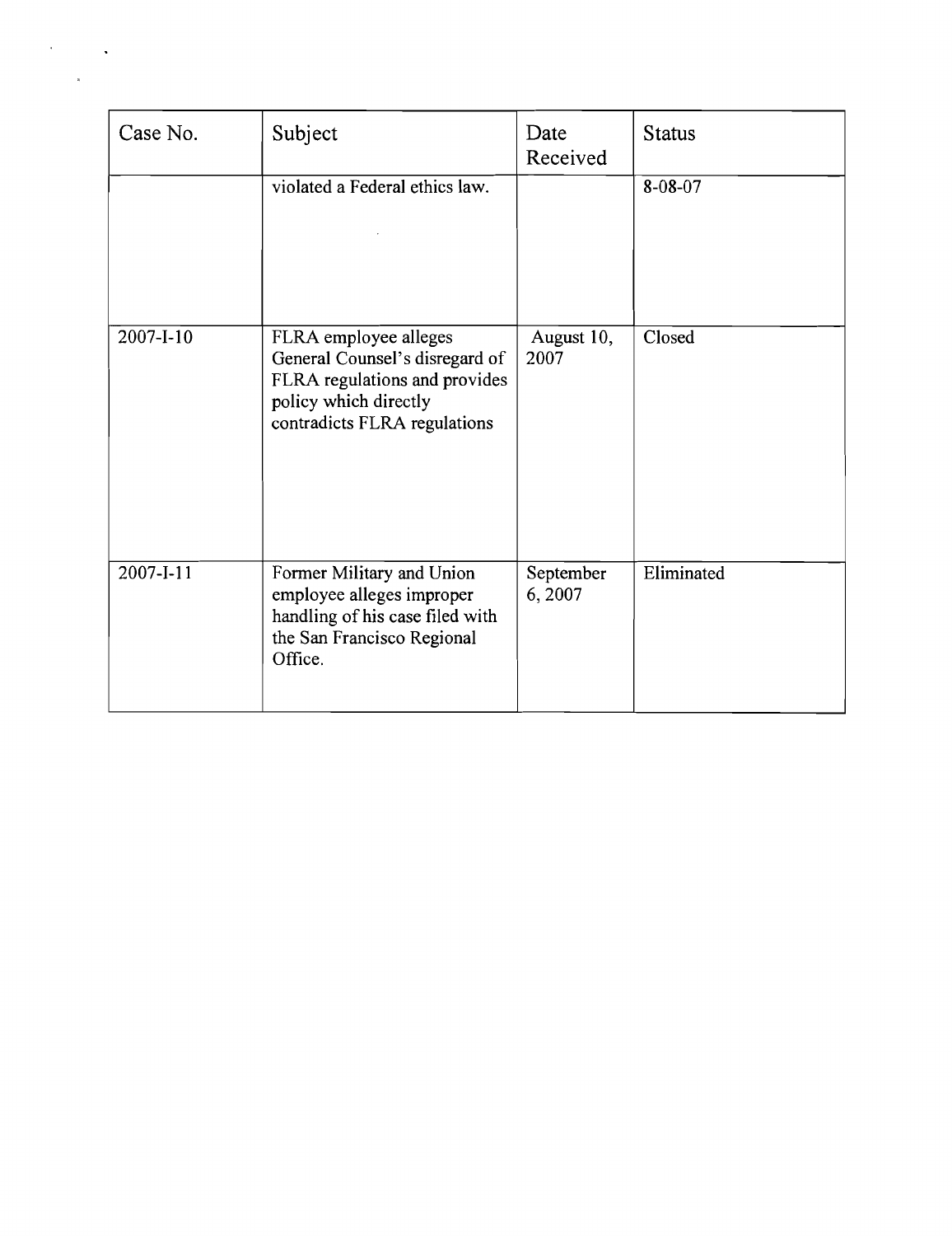| Case No. | Subject | Date Received | Status |
|---|---|---|---|
| | violated a Federal ethics law. | | 8-08-07 |
| 2007-I-10 | FLRA employee alleges General Counsel's disregard of FLRA regulations and provides policy which directly contradicts FLRA regulations | August 10, 2007 | Closed |
| 2007-I-11 | Former Military and Union employee alleges improper handling of his case filed with the San Francisco Regional Office. | September 6, 2007 | Eliminated |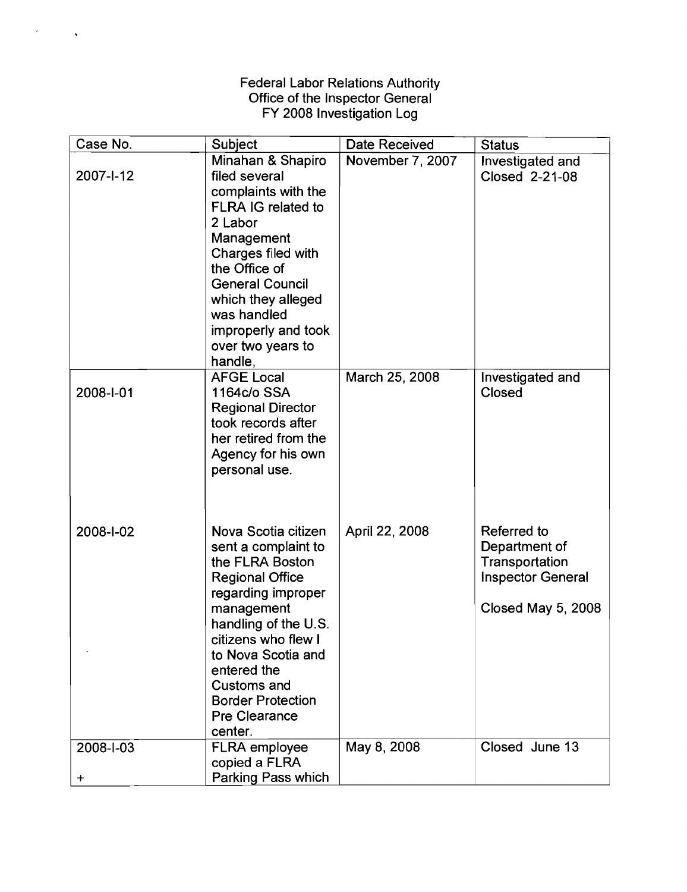Federal Labor Relations Authority
Office of the Inspector General
FY 2008 Investigation Log

| Case No. | Subject | Date Received | Status |
|---|---|---|---|
| 2007-I-12 | Minahan & Shapiro filed several complaints with the FLRA IG related to 2 Labor Management Charges filed with the Office of General Council which they alleged was handled improperly and took over two years to handle, | November 7, 2007 | Investigated and Closed 2-21-08 |
| 2008-I-01 | AFGE Local 1164c/o SSA Regional Director took records after her retired from the Agency for his own personal use. | March 25, 2008 | Investigated and Closed |
| 2008-I-02 | Nova Scotia citizen sent a complaint to the FLRA Boston Regional Office regarding improper management handling of the U.S. citizens who flew I to Nova Scotia and entered the Customs and Border Protection Pre Clearance center. | April 22, 2008 | Referred to Department of Transportation Inspector General<br><br>Closed May 5, 2008 |
| 2008-I-03<br>+ | FLRA employee copied a FLRA Parking Pass which | May 8, 2008 | Closed June 13 |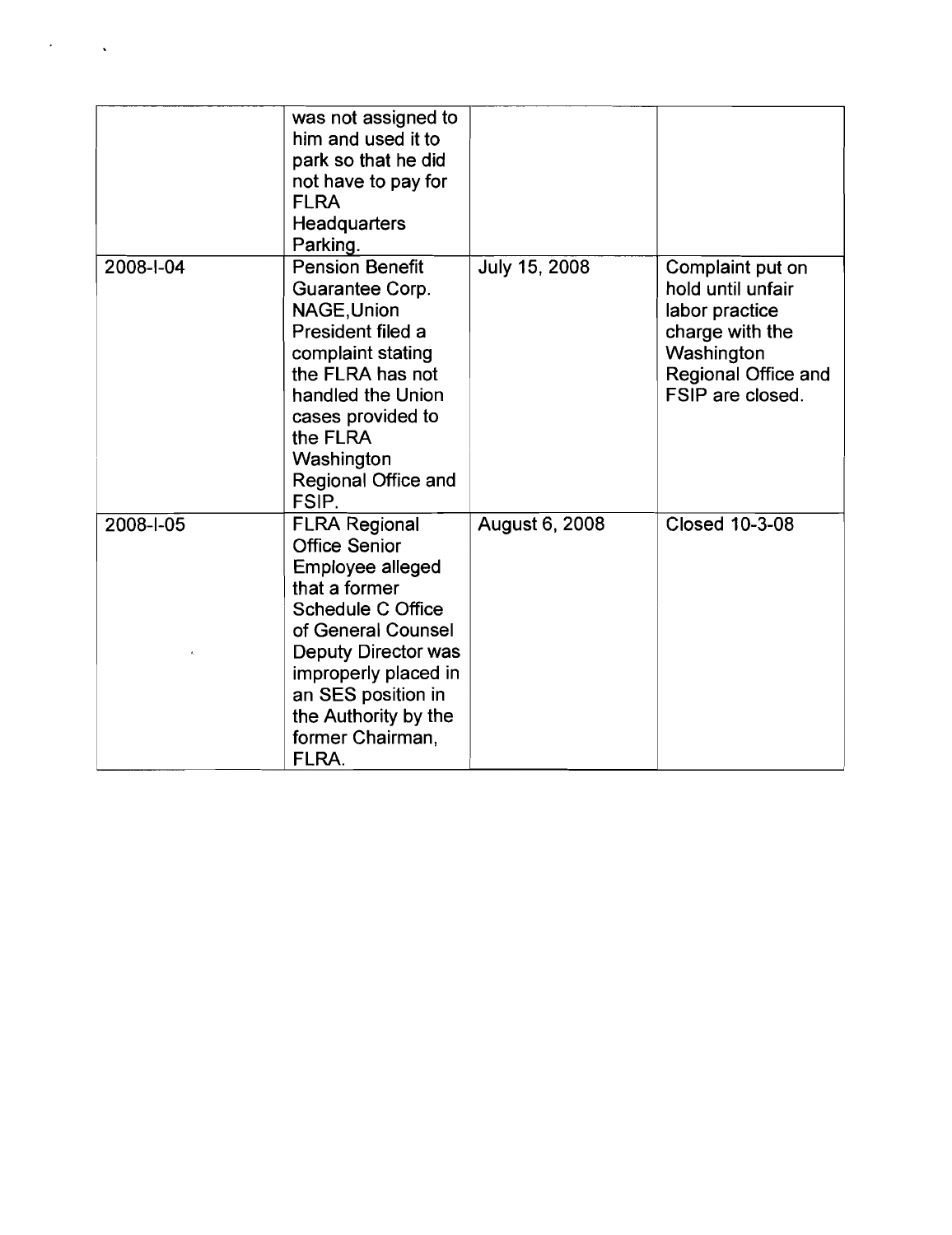| | | | |
|---|---|---|---|
| | was not assigned to him and used it to park so that he did not have to pay for FLRA Headquarters Parking. | | |
| 2008-I-04 | Pension Benefit Guarantee Corp. NAGE,Union President filed a complaint stating the FLRA has not handled the Union cases provided to the FLRA Washington Regional Office and FSIP. | July 15, 2008 | Complaint put on hold until unfair labor practice charge with the Washington Regional Office and FSIP are closed. |
| 2008-I-05 | FLRA Regional Office Senior Employee alleged that a former Schedule C Office of General Counsel Deputy Director was improperly placed in an SES position in the Authority by the former Chairman, FLRA. | August 6, 2008 | Closed 10-3-08 |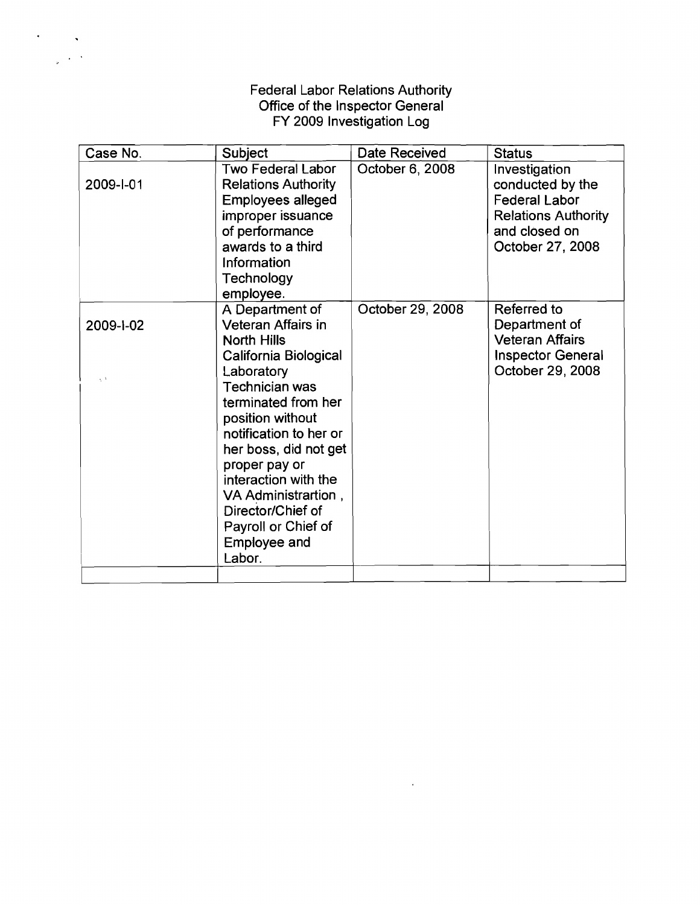# Federal Labor Relations Authority
## Office of the Inspector General
## FY 2009 Investigation Log

| Case No. | Subject | Date Received | Status |
|---|---|---|---|
| 2009-I-01 | Two Federal Labor Relations Authority Employees alleged improper issuance of performance awards to a third Information Technology employee. | October 6, 2008 | Investigation conducted by the Federal Labor Relations Authority and closed on October 27, 2008 |
| 2009-I-02 | A Department of Veteran Affairs in North Hills California Biological Laboratory Technician was terminated from her position without notification to her or her boss, did not get proper pay or interaction with the VA Administrartion, Director/Chief of Payroll or Chief of Employee and Labor. | October 29, 2008 | Referred to Department of Veteran Affairs Inspector General October 29, 2008 |
| | | | |